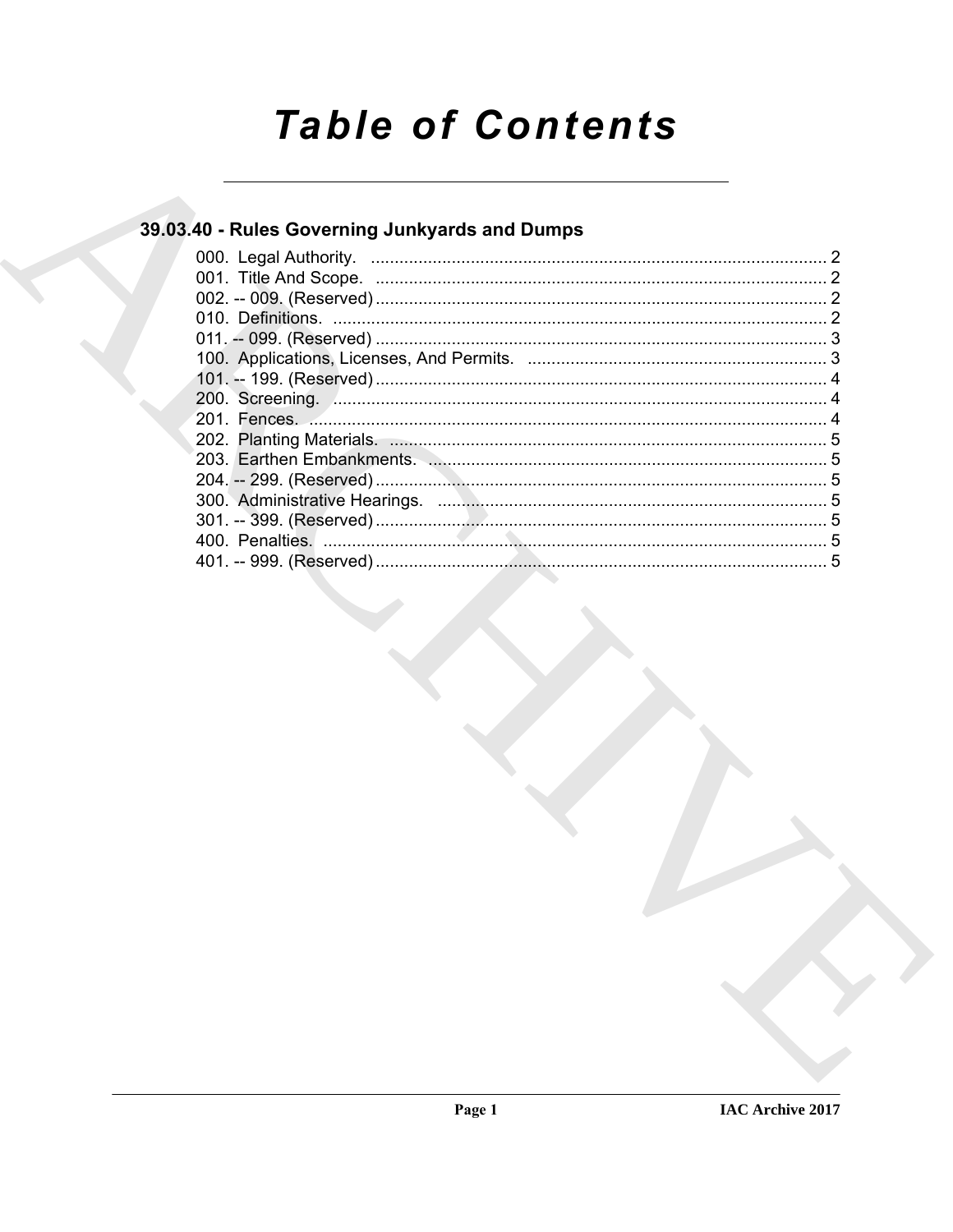# Table of Contents

## 39.03.40 - Rules Governing Junkyards and Dumps

000. Legal Authority. ................................................................................................ 2
001. Title And Scope. ............................................................................................... 2
002. -- 009. (Reserved) ............................................................................................... 2
010. Definitions. ........................................................................................................ 2
011. -- 099. (Reserved) ............................................................................................... 3
100. Applications, Licenses, And Permits. ............................................................... 3
101. -- 199. (Reserved) ............................................................................................... 4
200. Screening. ......................................................................................................... 4
201. Fences. .............................................................................................................. 4
202. Planting Materials. ............................................................................................ 5
203. Earthen Embankments. .................................................................................... 5
204. -- 299. (Reserved) ............................................................................................... 5
300. Administrative Hearings. .................................................................................. 5
301. -- 399. (Reserved) ............................................................................................... 5
400. Penalties. .......................................................................................................... 5
401. -- 999. (Reserved) ............................................................................................... 5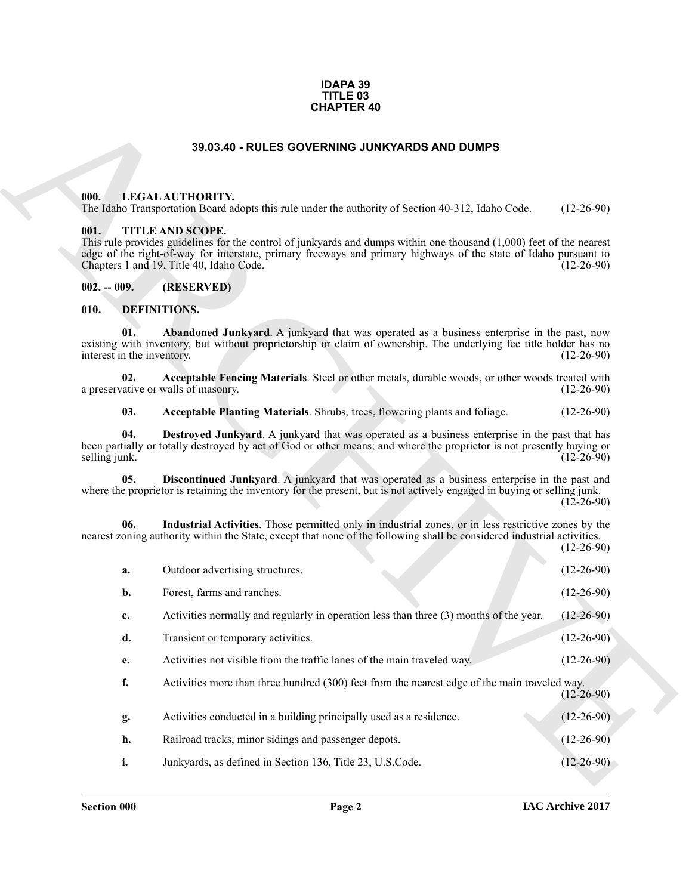**IDAPA 39**
**TITLE 03**
**CHAPTER 40**

# 39.03.40 - RULES GOVERNING JUNKYARDS AND DUMPS

## 000. LEGAL AUTHORITY.

The Idaho Transportation Board adopts this rule under the authority of Section 40-312, Idaho Code. (12-26-90)

## 001. TITLE AND SCOPE.

This rule provides guidelines for the control of junkyards and dumps within one thousand (1,000) feet of the nearest edge of the right-of-way for interstate, primary freeways and primary highways of the state of Idaho pursuant to Chapters 1 and 19, Title 40, Idaho Code. (12-26-90)

## 002. -- 009. (RESERVED)

## 010. DEFINITIONS.

**01. Abandoned Junkyard**. A junkyard that was operated as a business enterprise in the past, now existing with inventory, but without proprietorship or claim of ownership. The underlying fee title holder has no interest in the inventory. (12-26-90)

**02. Acceptable Fencing Materials**. Steel or other metals, durable woods, or other woods treated with a preservative or walls of masonry. (12-26-90)

**03. Acceptable Planting Materials**. Shrubs, trees, flowering plants and foliage. (12-26-90)

**04. Destroyed Junkyard**. A junkyard that was operated as a business enterprise in the past that has been partially or totally destroyed by act of God or other means; and where the proprietor is not presently buying or selling junk. (12-26-90)

**05. Discontinued Junkyard**. A junkyard that was operated as a business enterprise in the past and where the proprietor is retaining the inventory for the present, but is not actively engaged in buying or selling junk. (12-26-90)

**06. Industrial Activities**. Those permitted only in industrial zones, or in less restrictive zones by the nearest zoning authority within the State, except that none of the following shall be considered industrial activities. (12-26-90)

**a.** Outdoor advertising structures. (12-26-90)

**b.** Forest, farms and ranches. (12-26-90)

**c.** Activities normally and regularly in operation less than three (3) months of the year. (12-26-90)

**d.** Transient or temporary activities. (12-26-90)

**e.** Activities not visible from the traffic lanes of the main traveled way. (12-26-90)

**f.** Activities more than three hundred (300) feet from the nearest edge of the main traveled way. (12-26-90)

**g.** Activities conducted in a building principally used as a residence. (12-26-90)

**h.** Railroad tracks, minor sidings and passenger depots. (12-26-90)

**i.** Junkyards, as defined in Section 136, Title 23, U.S.Code. (12-26-90)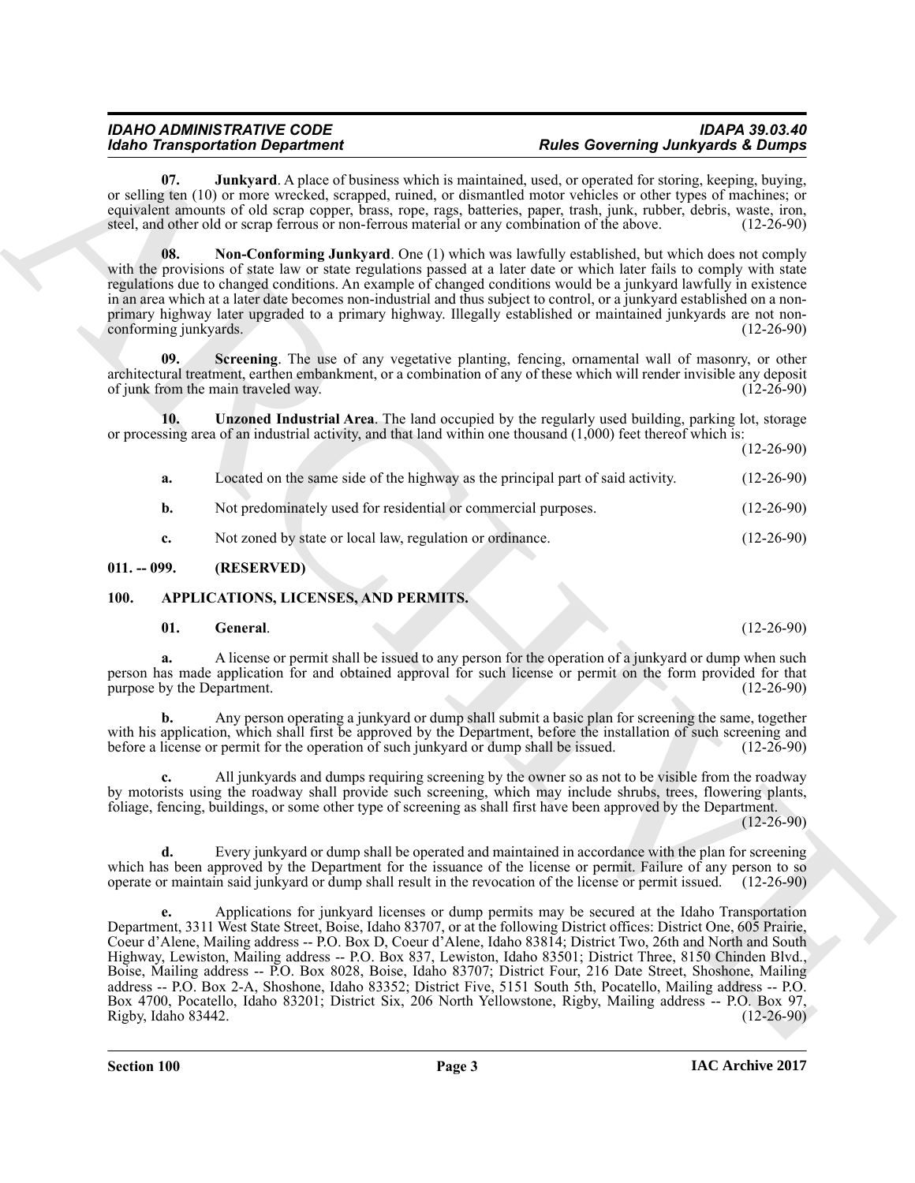**07. Junkyard**. A place of business which is maintained, used, or operated for storing, keeping, buying, or selling ten (10) or more wrecked, scrapped, ruined, or dismantled motor vehicles or other types of machines; or equivalent amounts of old scrap copper, brass, rope, rags, batteries, paper, trash, junk, rubber, debris, waste, iron, steel, and other old or scrap ferrous or non-ferrous material or any combination of the above. (12-26-90)

**08. Non-Conforming Junkyard**. One (1) which was lawfully established, but which does not comply with the provisions of state law or state regulations passed at a later date or which later fails to comply with state regulations due to changed conditions. An example of changed conditions would be a junkyard lawfully in existence in an area which at a later date becomes non-industrial and thus subject to control, or a junkyard established on a non-primary highway later upgraded to a primary highway. Illegally established or maintained junkyards are not non-conforming junkyards. (12-26-90)

**09. Screening**. The use of any vegetative planting, fencing, ornamental wall of masonry, or other architectural treatment, earthen embankment, or a combination of any of these which will render invisible any deposit of junk from the main traveled way. (12-26-90)

**10. Unzoned Industrial Area**. The land occupied by the regularly used building, parking lot, storage or processing area of an industrial activity, and that land within one thousand (1,000) feet thereof which is: (12-26-90)

**a.** Located on the same side of the highway as the principal part of said activity. (12-26-90)

**b.** Not predominately used for residential or commercial purposes. (12-26-90)

**c.** Not zoned by state or local law, regulation or ordinance. (12-26-90)

## 011. -- 099. (RESERVED)

## 100. APPLICATIONS, LICENSES, AND PERMITS.

**01. General**. (12-26-90)

**a.** A license or permit shall be issued to any person for the operation of a junkyard or dump when such person has made application for and obtained approval for such license or permit on the form provided for that purpose by the Department. (12-26-90)

**b.** Any person operating a junkyard or dump shall submit a basic plan for screening the same, together with his application, which shall first be approved by the Department, before the installation of such screening and before a license or permit for the operation of such junkyard or dump shall be issued. (12-26-90)

**c.** All junkyards and dumps requiring screening by the owner so as not to be visible from the roadway by motorists using the roadway shall provide such screening, which may include shrubs, trees, flowering plants, foliage, fencing, buildings, or some other type of screening as shall first have been approved by the Department. (12-26-90)

**d.** Every junkyard or dump shall be operated and maintained in accordance with the plan for screening which has been approved by the Department for the issuance of the license or permit. Failure of any person to so operate or maintain said junkyard or dump shall result in the revocation of the license or permit issued. (12-26-90)

**e.** Applications for junkyard licenses or dump permits may be secured at the Idaho Transportation Department, 3311 West State Street, Boise, Idaho 83707, or at the following District offices: District One, 605 Prairie, Coeur d'Alene, Mailing address -- P.O. Box D, Coeur d'Alene, Idaho 83814; District Two, 26th and North and South Highway, Lewiston, Mailing address -- P.O. Box 837, Lewiston, Idaho 83501; District Three, 8150 Chinden Blvd., Boise, Mailing address -- P.O. Box 8028, Boise, Idaho 83707; District Four, 216 Date Street, Shoshone, Mailing address -- P.O. Box 2-A, Shoshone, Idaho 83352; District Five, 5151 South 5th, Pocatello, Mailing address -- P.O. Box 4700, Pocatello, Idaho 83201; District Six, 206 North Yellowstone, Rigby, Mailing address -- P.O. Box 97, Rigby, Idaho 83442. (12-26-90)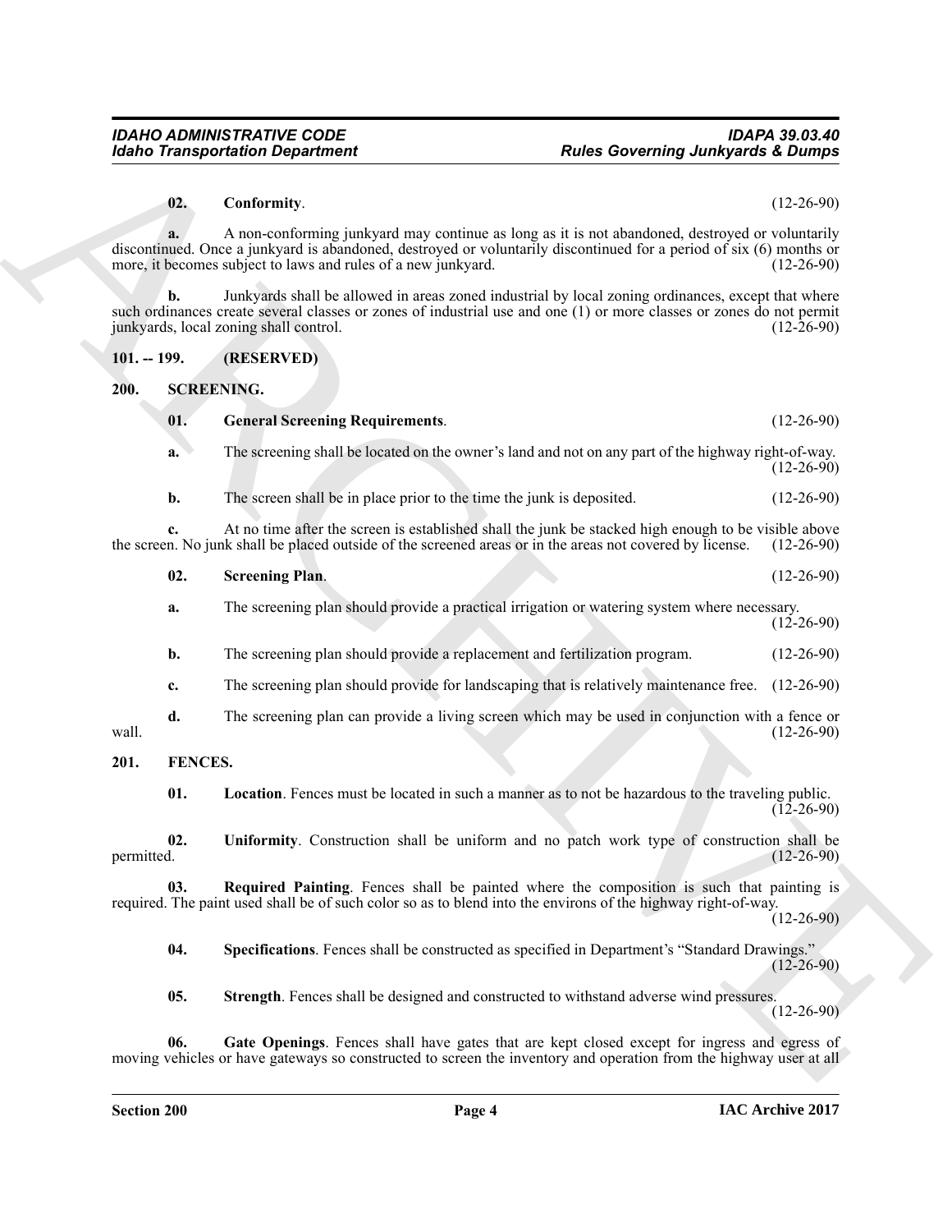**02. Conformity**. (12-26-90)

**a.** A non-conforming junkyard may continue as long as it is not abandoned, destroyed or voluntarily discontinued. Once a junkyard is abandoned, destroyed or voluntarily discontinued for a period of six (6) months or more, it becomes subject to laws and rules of a new junkyard. (12-26-90)

**b.** Junkyards shall be allowed in areas zoned industrial by local zoning ordinances, except that where such ordinances create several classes or zones of industrial use and one (1) or more classes or zones do not permit junkyards, local zoning shall control. (12-26-90)

## 101. -- 199. (RESERVED)

## 200. SCREENING.

**01. General Screening Requirements**. (12-26-90)

**a.** The screening shall be located on the owner's land and not on any part of the highway right-of-way. (12-26-90)

**b.** The screen shall be in place prior to the time the junk is deposited. (12-26-90)

**c.** At no time after the screen is established shall the junk be stacked high enough to be visible above the screen. No junk shall be placed outside of the screened areas or in the areas not covered by license. (12-26-90)

**02. Screening Plan**. (12-26-90)

**a.** The screening plan should provide a practical irrigation or watering system where necessary. (12-26-90)

**b.** The screening plan should provide a replacement and fertilization program. (12-26-90)

**c.** The screening plan should provide for landscaping that is relatively maintenance free. (12-26-90)

**d.** The screening plan can provide a living screen which may be used in conjunction with a fence or wall. (12-26-90)

## 201. FENCES.

**01. Location**. Fences must be located in such a manner as to not be hazardous to the traveling public. (12-26-90)

**02. Uniformity**. Construction shall be uniform and no patch work type of construction shall be permitted. (12-26-90)

**03. Required Painting**. Fences shall be painted where the composition is such that painting is required. The paint used shall be of such color so as to blend into the environs of the highway right-of-way. (12-26-90)

**04. Specifications**. Fences shall be constructed as specified in Department's "Standard Drawings." (12-26-90)

**05. Strength**. Fences shall be designed and constructed to withstand adverse wind pressures. (12-26-90)

**06. Gate Openings**. Fences shall have gates that are kept closed except for ingress and egress of moving vehicles or have gateways so constructed to screen the inventory and operation from the highway user at all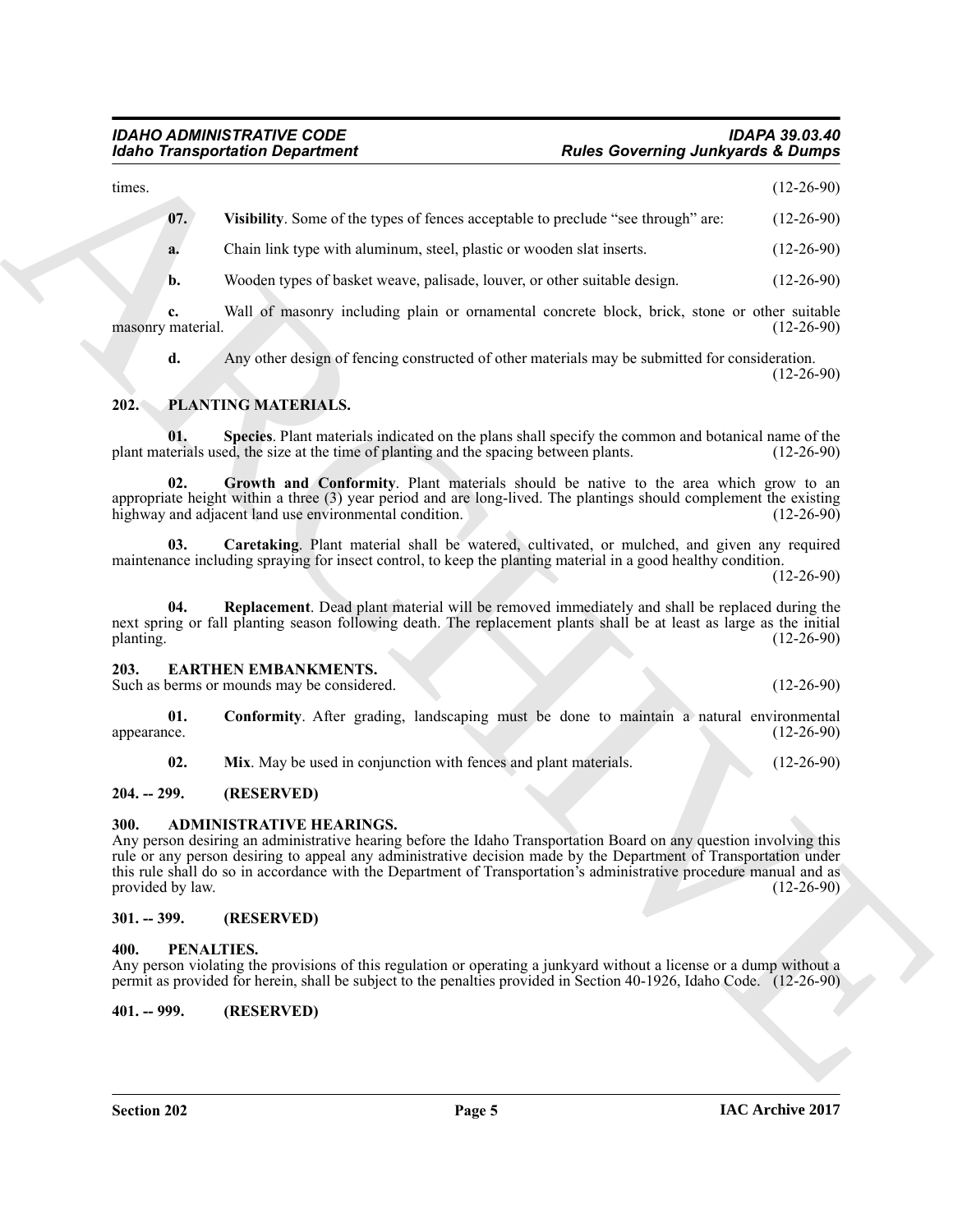times. (12-26-90)

**07. Visibility**. Some of the types of fences acceptable to preclude "see through" are: (12-26-90)

**a.** Chain link type with aluminum, steel, plastic or wooden slat inserts. (12-26-90)

**b.** Wooden types of basket weave, palisade, louver, or other suitable design. (12-26-90)

**c.** Wall of masonry including plain or ornamental concrete block, brick, stone or other suitable masonry material. (12-26-90)

**d.** Any other design of fencing constructed of other materials may be submitted for consideration. (12-26-90)

## 202. PLANTING MATERIALS.

**01. Species**. Plant materials indicated on the plans shall specify the common and botanical name of the plant materials used, the size at the time of planting and the spacing between plants. (12-26-90)

**02. Growth and Conformity**. Plant materials should be native to the area which grow to an appropriate height within a three (3) year period and are long-lived. The plantings should complement the existing highway and adjacent land use environmental condition. (12-26-90)

**03. Caretaking**. Plant material shall be watered, cultivated, or mulched, and given any required maintenance including spraying for insect control, to keep the planting material in a good healthy condition. (12-26-90)

**04. Replacement**. Dead plant material will be removed immediately and shall be replaced during the next spring or fall planting season following death. The replacement plants shall be at least as large as the initial planting. (12-26-90)

## 203. EARTHEN EMBANKMENTS.

Such as berms or mounds may be considered. (12-26-90)

**01. Conformity**. After grading, landscaping must be done to maintain a natural environmental appearance. (12-26-90)

**02. Mix**. May be used in conjunction with fences and plant materials. (12-26-90)

## 204. -- 299. (RESERVED)

## 300. ADMINISTRATIVE HEARINGS.

Any person desiring an administrative hearing before the Idaho Transportation Board on any question involving this rule or any person desiring to appeal any administrative decision made by the Department of Transportation under this rule shall do so in accordance with the Department of Transportation's administrative procedure manual and as provided by law. (12-26-90)

## 301. -- 399. (RESERVED)

## 400. PENALTIES.

Any person violating the provisions of this regulation or operating a junkyard without a license or a dump without a permit as provided for herein, shall be subject to the penalties provided in Section 40-1926, Idaho Code. (12-26-90)

## 401. -- 999. (RESERVED)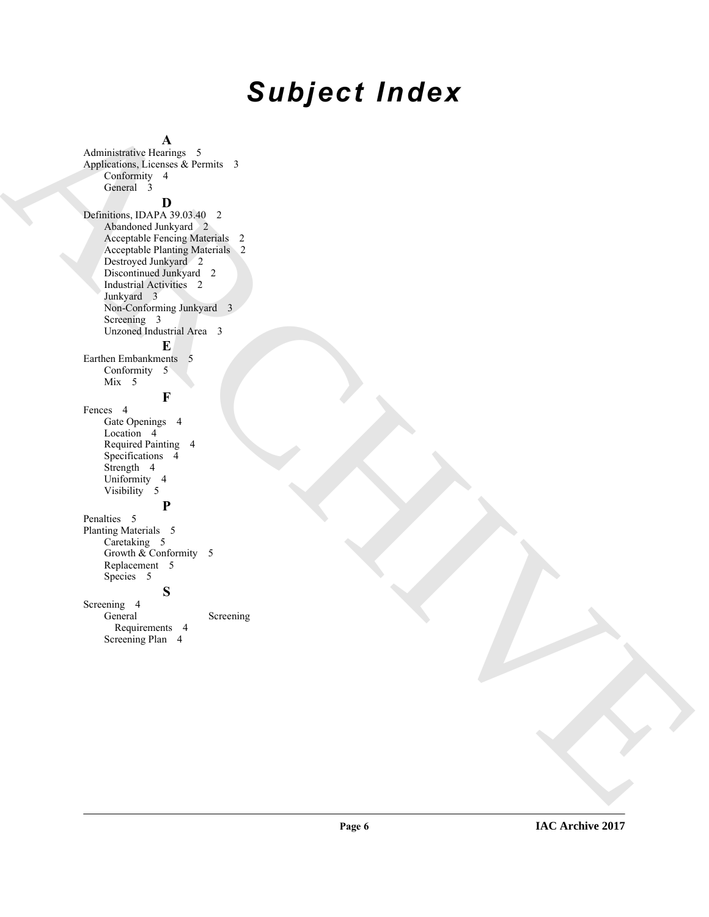# *Subject Index*

**A**

Administrative Hearings 5
Applications, Licenses & Permits 3
- Conformity 4
- General 3

**D**

Definitions, IDAPA 39.03.40 2
- Abandoned Junkyard 2
- Acceptable Fencing Materials 2
- Acceptable Planting Materials 2
- Destroyed Junkyard 2
- Discontinued Junkyard 2
- Industrial Activities 2
- Junkyard 3
- Non-Conforming Junkyard 3
- Screening 3
- Unzoned Industrial Area 3

**E**

Earthen Embankments 5
- Conformity 5
- Mix 5

**F**

Fences 4
- Gate Openings 4
- Location 4
- Required Painting 4
- Specifications 4
- Strength 4
- Uniformity 4
- Visibility 5

**P**

Penalties 5
Planting Materials 5
- Caretaking 5
- Growth & Conformity 5
- Replacement 5
- Species 5

**S**

Screening 4
- General Screening Requirements 4
- Screening Plan 4